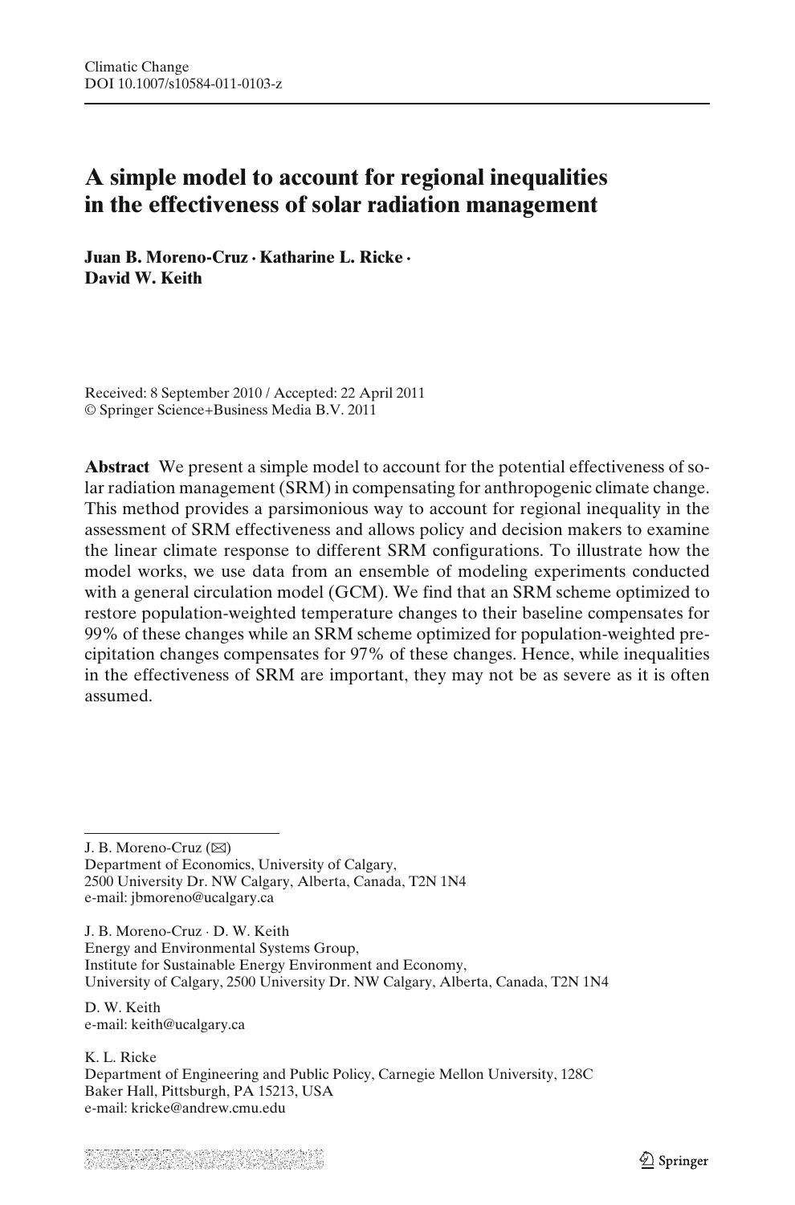Climatic Change
DOI 10.1007/s10584-011-0103-z

# A simple model to account for regional inequalities in the effectiveness of solar radiation management

**Juan B. Moreno-Cruz · Katharine L. Ricke · David W. Keith**

Received: 8 September 2010 / Accepted: 22 April 2011
© Springer Science+Business Media B.V. 2011

**Abstract** We present a simple model to account for the potential effectiveness of solar radiation management (SRM) in compensating for anthropogenic climate change. This method provides a parsimonious way to account for regional inequality in the assessment of SRM effectiveness and allows policy and decision makers to examine the linear climate response to different SRM configurations. To illustrate how the model works, we use data from an ensemble of modeling experiments conducted with a general circulation model (GCM). We find that an SRM scheme optimized to restore population-weighted temperature changes to their baseline compensates for 99% of these changes while an SRM scheme optimized for population-weighted precipitation changes compensates for 97% of these changes. Hence, while inequalities in the effectiveness of SRM are important, they may not be as severe as it is often assumed.

---

J. B. Moreno-Cruz (✉)
Department of Economics, University of Calgary,
2500 University Dr. NW Calgary, Alberta, Canada, T2N 1N4
e-mail: jbmoreno@ucalgary.ca

J. B. Moreno-Cruz · D. W. Keith
Energy and Environmental Systems Group,
Institute for Sustainable Energy Environment and Economy,
University of Calgary, 2500 University Dr. NW Calgary, Alberta, Canada, T2N 1N4

D. W. Keith
e-mail: keith@ucalgary.ca

K. L. Ricke
Department of Engineering and Public Policy, Carnegie Mellon University, 128C Baker Hall, Pittsburgh, PA 15213, USA
e-mail: kricke@andrew.cmu.edu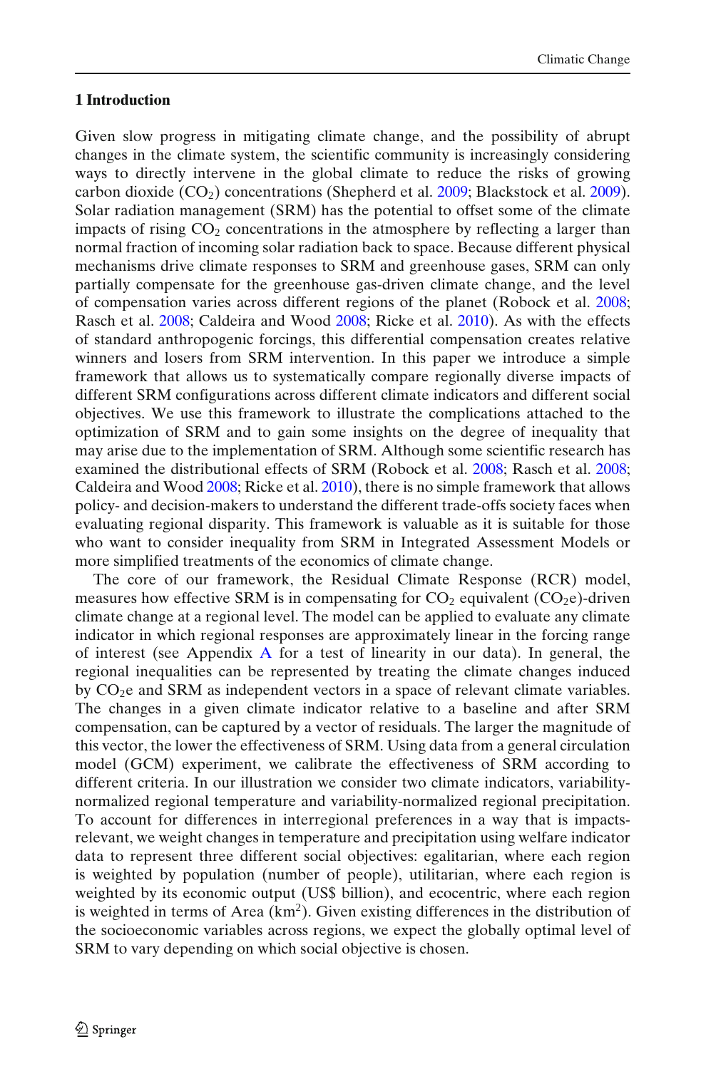## 1 Introduction

Given slow progress in mitigating climate change, and the possibility of abrupt changes in the climate system, the scientific community is increasingly considering ways to directly intervene in the global climate to reduce the risks of growing carbon dioxide ($CO_2$) concentrations (Shepherd et al. 2009; Blackstock et al. 2009). Solar radiation management (SRM) has the potential to offset some of the climate impacts of rising $CO_2$ concentrations in the atmosphere by reflecting a larger than normal fraction of incoming solar radiation back to space. Because different physical mechanisms drive climate responses to SRM and greenhouse gases, SRM can only partially compensate for the greenhouse gas-driven climate change, and the level of compensation varies across different regions of the planet (Robock et al. 2008; Rasch et al. 2008; Caldeira and Wood 2008; Ricke et al. 2010). As with the effects of standard anthropogenic forcings, this differential compensation creates relative winners and losers from SRM intervention. In this paper we introduce a simple framework that allows us to systematically compare regionally diverse impacts of different SRM configurations across different climate indicators and different social objectives. We use this framework to illustrate the complications attached to the optimization of SRM and to gain some insights on the degree of inequality that may arise due to the implementation of SRM. Although some scientific research has examined the distributional effects of SRM (Robock et al. 2008; Rasch et al. 2008; Caldeira and Wood 2008; Ricke et al. 2010), there is no simple framework that allows policy- and decision-makers to understand the different trade-offs society faces when evaluating regional disparity. This framework is valuable as it is suitable for those who want to consider inequality from SRM in Integrated Assessment Models or more simplified treatments of the economics of climate change.

The core of our framework, the Residual Climate Response (RCR) model, measures how effective SRM is in compensating for $CO_2$ equivalent ($CO_2$e)-driven climate change at a regional level. The model can be applied to evaluate any climate indicator in which regional responses are approximately linear in the forcing range of interest (see Appendix A for a test of linearity in our data). In general, the regional inequalities can be represented by treating the climate changes induced by $CO_2$e and SRM as independent vectors in a space of relevant climate variables. The changes in a given climate indicator relative to a baseline and after SRM compensation, can be captured by a vector of residuals. The larger the magnitude of this vector, the lower the effectiveness of SRM. Using data from a general circulation model (GCM) experiment, we calibrate the effectiveness of SRM according to different criteria. In our illustration we consider two climate indicators, variability-normalized regional temperature and variability-normalized regional precipitation. To account for differences in interregional preferences in a way that is impacts-relevant, we weight changes in temperature and precipitation using welfare indicator data to represent three different social objectives: egalitarian, where each region is weighted by population (number of people), utilitarian, where each region is weighted by its economic output (US$ billion), and ecocentric, where each region is weighted in terms of Area (km$^2$). Given existing differences in the distribution of the socioeconomic variables across regions, we expect the globally optimal level of SRM to vary depending on which social objective is chosen.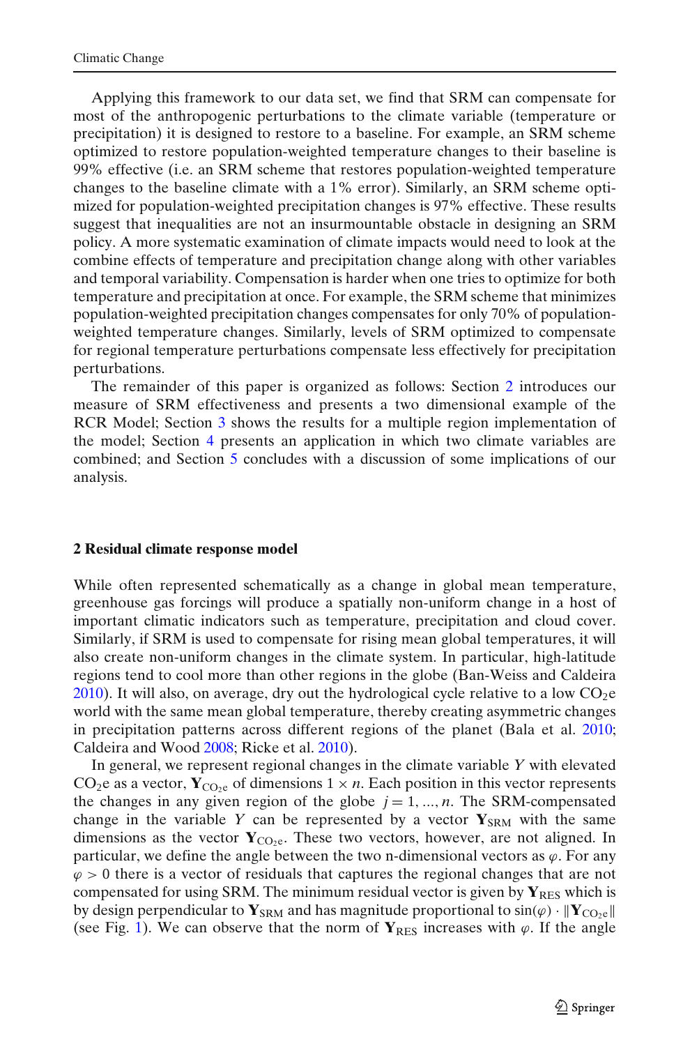Applying this framework to our data set, we find that SRM can compensate for most of the anthropogenic perturbations to the climate variable (temperature or precipitation) it is designed to restore to a baseline. For example, an SRM scheme optimized to restore population-weighted temperature changes to their baseline is 99% effective (i.e. an SRM scheme that restores population-weighted temperature changes to the baseline climate with a 1% error). Similarly, an SRM scheme optimized for population-weighted precipitation changes is 97% effective. These results suggest that inequalities are not an insurmountable obstacle in designing an SRM policy. A more systematic examination of climate impacts would need to look at the combine effects of temperature and precipitation change along with other variables and temporal variability. Compensation is harder when one tries to optimize for both temperature and precipitation at once. For example, the SRM scheme that minimizes population-weighted precipitation changes compensates for only 70% of population-weighted temperature changes. Similarly, levels of SRM optimized to compensate for regional temperature perturbations compensate less effectively for precipitation perturbations.

The remainder of this paper is organized as follows: Section 2 introduces our measure of SRM effectiveness and presents a two dimensional example of the RCR Model; Section 3 shows the results for a multiple region implementation of the model; Section 4 presents an application in which two climate variables are combined; and Section 5 concludes with a discussion of some implications of our analysis.

## 2 Residual climate response model

While often represented schematically as a change in global mean temperature, greenhouse gas forcings will produce a spatially non-uniform change in a host of important climatic indicators such as temperature, precipitation and cloud cover. Similarly, if SRM is used to compensate for rising mean global temperatures, it will also create non-uniform changes in the climate system. In particular, high-latitude regions tend to cool more than other regions in the globe (Ban-Weiss and Caldeira 2010). It will also, on average, dry out the hydrological cycle relative to a low $CO_2$e world with the same mean global temperature, thereby creating asymmetric changes in precipitation patterns across different regions of the planet (Bala et al. 2010; Caldeira and Wood 2008; Ricke et al. 2010).

In general, we represent regional changes in the climate variable $Y$ with elevated $CO_2$e as a vector, $\mathbf{Y}_{CO_{2}e}$ of dimensions $1 \times n$. Each position in this vector represents the changes in any given region of the globe $j = 1, ..., n$. The SRM-compensated change in the variable $Y$ can be represented by a vector $\mathbf{Y}_{SRM}$ with the same dimensions as the vector $\mathbf{Y}_{CO_{2}e}$. These two vectors, however, are not aligned. In particular, we define the angle between the two n-dimensional vectors as $\varphi$. For any $\varphi > 0$ there is a vector of residuals that captures the regional changes that are not compensated for using SRM. The minimum residual vector is given by $\mathbf{Y}_{RES}$ which is by design perpendicular to $\mathbf{Y}_{SRM}$ and has magnitude proportional to $\sin(\varphi) \cdot \|\mathbf{Y}_{CO_{2}e}\|$ (see Fig. 1). We can observe that the norm of $\mathbf{Y}_{RES}$ increases with $\varphi$. If the angle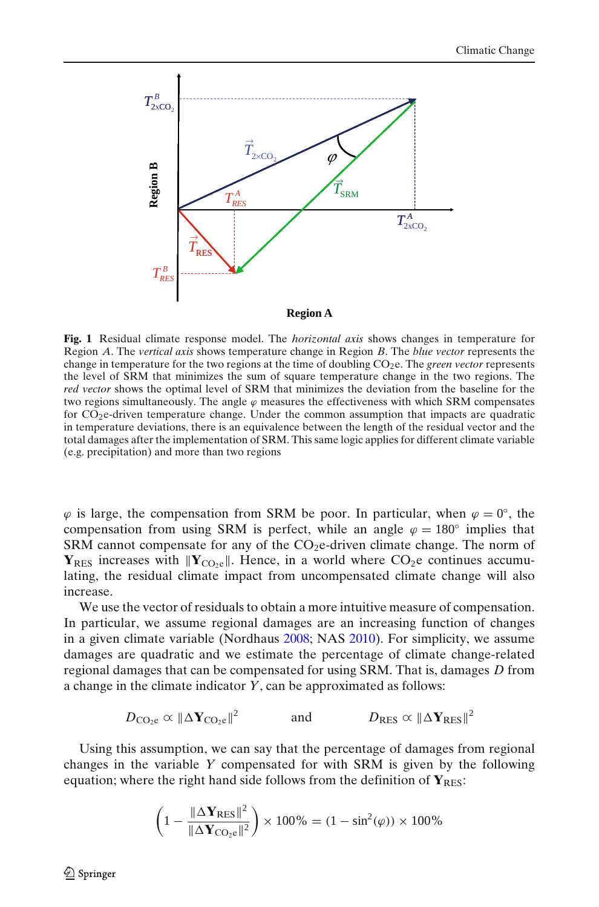**Fig. 1** Residual climate response model. The *horizontal axis* shows changes in temperature for Region *A*. The *vertical axis* shows temperature change in Region *B*. The *blue vector* represents the change in temperature for the two regions at the time of doubling $CO_2e$. The *green vector* represents the level of SRM that minimizes the sum of square temperature change in the two regions. The *red vector* shows the optimal level of SRM that minimizes the deviation from the baseline for the two regions simultaneously. The angle $\varphi$ measures the effectiveness with which SRM compensates for $CO_2e$-driven temperature change. Under the common assumption that impacts are quadratic in temperature deviations, there is an equivalence between the length of the residual vector and the total damages after the implementation of SRM. This same logic applies for different climate variable (e.g. precipitation) and more than two regions

$\varphi$ is large, the compensation from SRM be poor. In particular, when $\varphi = 0°$, the compensation from using SRM is perfect, while an angle $\varphi = 180°$ implies that SRM cannot compensate for any of the $CO_2e$-driven climate change. The norm of $\mathbf{Y}_{\text{RES}}$ increases with $\|\mathbf{Y}_{\text{CO}_2\text{e}}\|$. Hence, in a world where $CO_2e$ continues accumulating, the residual climate impact from uncompensated climate change will also increase.

We use the vector of residuals to obtain a more intuitive measure of compensation. In particular, we assume regional damages are an increasing function of changes in a given climate variable (Nordhaus 2008; NAS 2010). For simplicity, we assume damages are quadratic and we estimate the percentage of climate change-related regional damages that can be compensated for using SRM. That is, damages $D$ from a change in the climate indicator $Y$, can be approximated as follows:

$$D_{\text{CO}_2\text{e}} \propto \|\Delta \mathbf{Y}_{\text{CO}_2\text{e}}\|^2 \qquad \text{and} \qquad D_{\text{RES}} \propto \|\Delta \mathbf{Y}_{\text{RES}}\|^2$$

Using this assumption, we can say that the percentage of damages from regional changes in the variable $Y$ compensated for with SRM is given by the following equation; where the right hand side follows from the definition of $\mathbf{Y}_{\text{RES}}$:

$$\left(1 - \frac{\|\Delta \mathbf{Y}_{\text{RES}}\|^2}{\|\Delta \mathbf{Y}_{\text{CO}_2\text{e}}\|^2}\right) \times 100\% = (1 - \sin^2(\varphi)) \times 100\%$$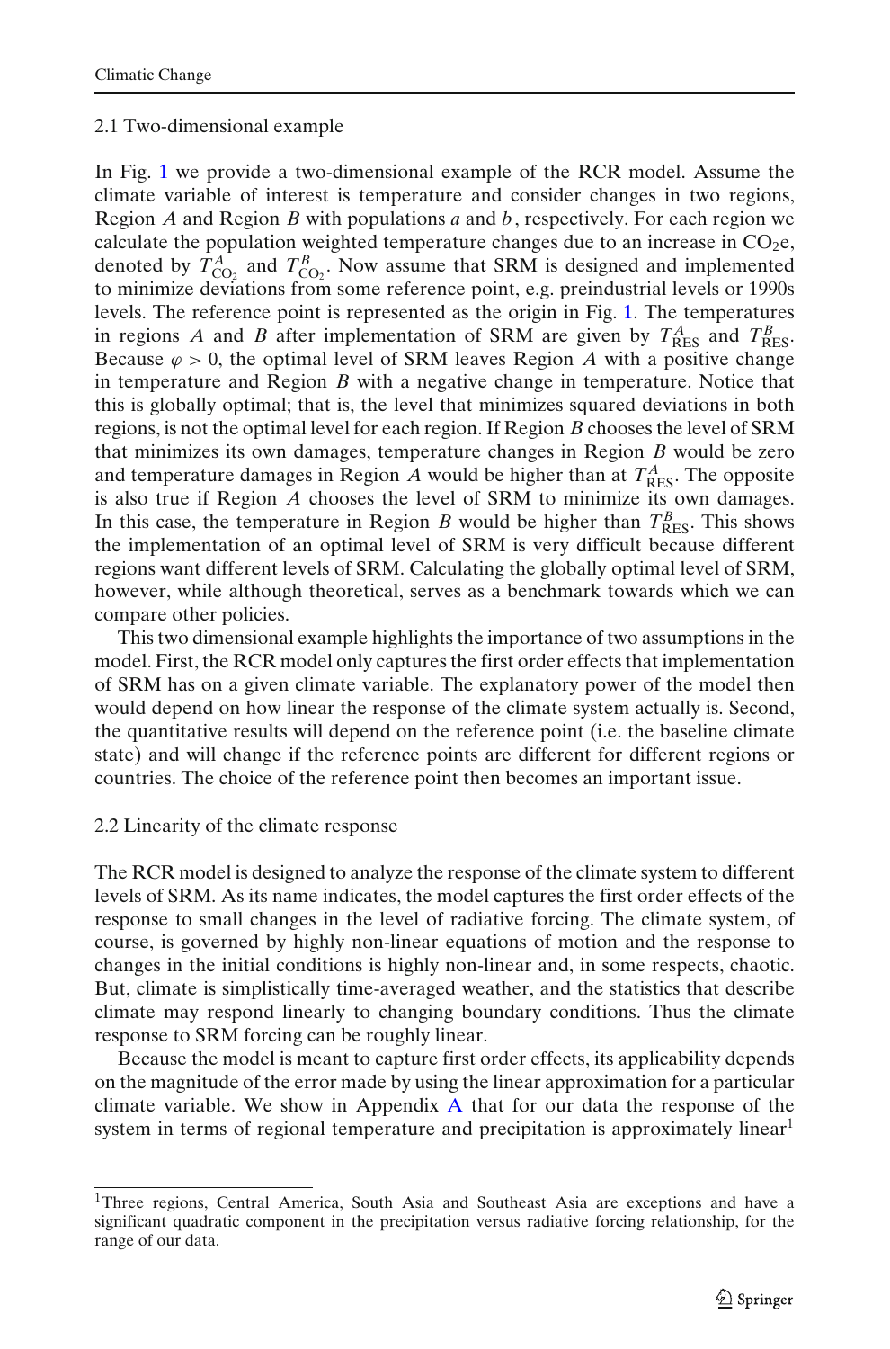### 2.1 Two-dimensional example

In Fig. 1 we provide a two-dimensional example of the RCR model. Assume the climate variable of interest is temperature and consider changes in two regions, Region $A$ and Region $B$ with populations $a$ and $b$, respectively. For each region we calculate the population weighted temperature changes due to an increase in $CO_2$e, denoted by $T^A_{CO_2}$ and $T^B_{CO_2}$. Now assume that SRM is designed and implemented to minimize deviations from some reference point, e.g. preindustrial levels or 1990s levels. The reference point is represented as the origin in Fig. 1. The temperatures in regions $A$ and $B$ after implementation of SRM are given by $T^A_{RES}$ and $T^B_{RES}$. Because $\varphi > 0$, the optimal level of SRM leaves Region $A$ with a positive change in temperature and Region $B$ with a negative change in temperature. Notice that this is globally optimal; that is, the level that minimizes squared deviations in both regions, is not the optimal level for each region. If Region $B$ chooses the level of SRM that minimizes its own damages, temperature changes in Region $B$ would be zero and temperature damages in Region $A$ would be higher than at $T^A_{RES}$. The opposite is also true if Region $A$ chooses the level of SRM to minimize its own damages. In this case, the temperature in Region $B$ would be higher than $T^B_{RES}$. This shows the implementation of an optimal level of SRM is very difficult because different regions want different levels of SRM. Calculating the globally optimal level of SRM, however, while although theoretical, serves as a benchmark towards which we can compare other policies.

This two dimensional example highlights the importance of two assumptions in the model. First, the RCR model only captures the first order effects that implementation of SRM has on a given climate variable. The explanatory power of the model then would depend on how linear the response of the climate system actually is. Second, the quantitative results will depend on the reference point (i.e. the baseline climate state) and will change if the reference points are different for different regions or countries. The choice of the reference point then becomes an important issue.

### 2.2 Linearity of the climate response

The RCR model is designed to analyze the response of the climate system to different levels of SRM. As its name indicates, the model captures the first order effects of the response to small changes in the level of radiative forcing. The climate system, of course, is governed by highly non-linear equations of motion and the response to changes in the initial conditions is highly non-linear and, in some respects, chaotic. But, climate is simplistically time-averaged weather, and the statistics that describe climate may respond linearly to changing boundary conditions. Thus the climate response to SRM forcing can be roughly linear.

Because the model is meant to capture first order effects, its applicability depends on the magnitude of the error made by using the linear approximation for a particular climate variable. We show in Appendix A that for our data the response of the system in terms of regional temperature and precipitation is approximately linear[1]

[1] Three regions, Central America, South Asia and Southeast Asia are exceptions and have a significant quadratic component in the precipitation versus radiative forcing relationship, for the range of our data.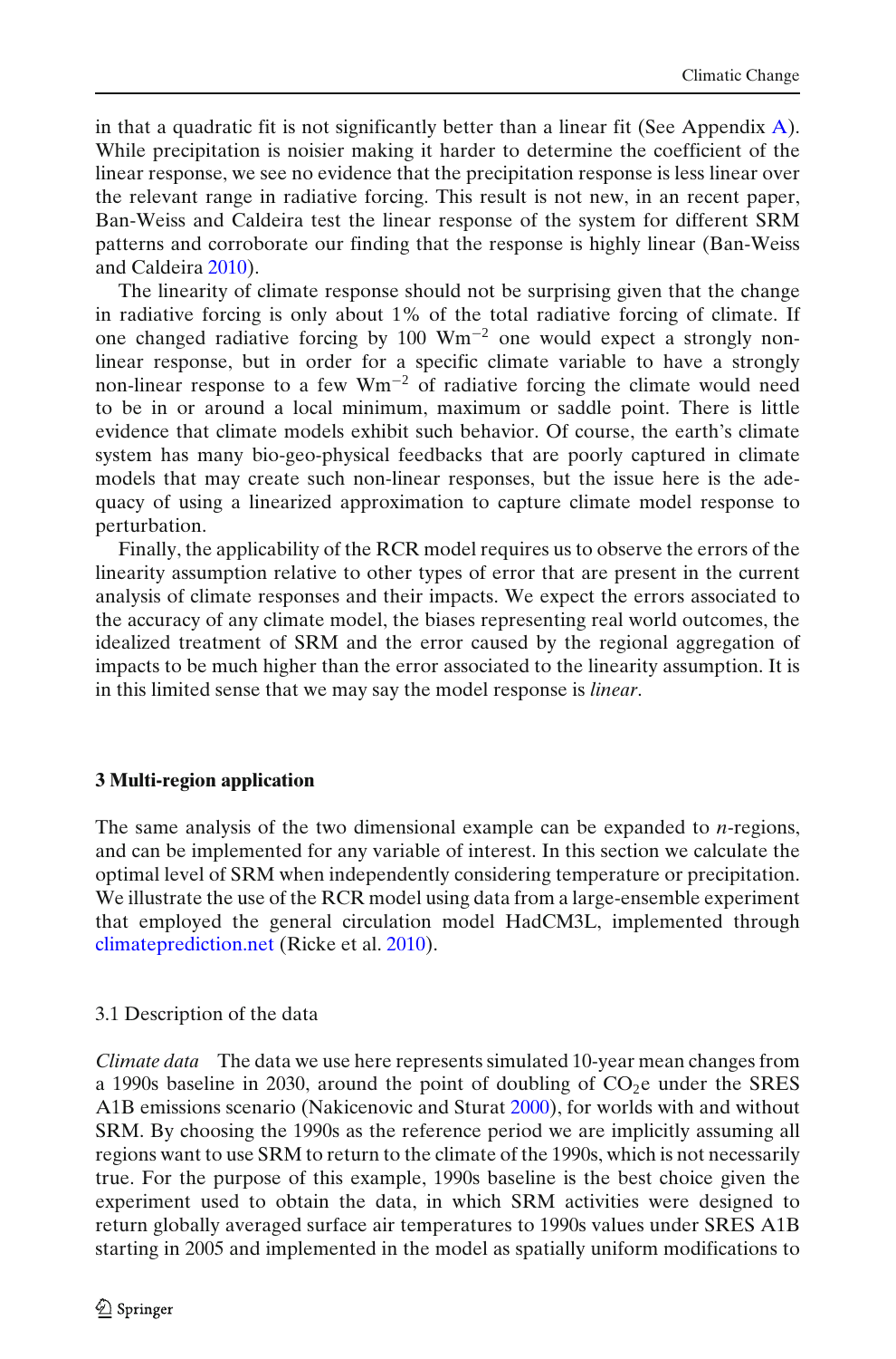in that a quadratic fit is not significantly better than a linear fit (See Appendix A). While precipitation is noisier making it harder to determine the coefficient of the linear response, we see no evidence that the precipitation response is less linear over the relevant range in radiative forcing. This result is not new, in an recent paper, Ban-Weiss and Caldeira test the linear response of the system for different SRM patterns and corroborate our finding that the response is highly linear (Ban-Weiss and Caldeira 2010).

The linearity of climate response should not be surprising given that the change in radiative forcing is only about 1% of the total radiative forcing of climate. If one changed radiative forcing by 100 $Wm^{-2}$ one would expect a strongly non-linear response, but in order for a specific climate variable to have a strongly non-linear response to a few $Wm^{-2}$ of radiative forcing the climate would need to be in or around a local minimum, maximum or saddle point. There is little evidence that climate models exhibit such behavior. Of course, the earth's climate system has many bio-geo-physical feedbacks that are poorly captured in climate models that may create such non-linear responses, but the issue here is the adequacy of using a linearized approximation to capture climate model response to perturbation.

Finally, the applicability of the RCR model requires us to observe the errors of the linearity assumption relative to other types of error that are present in the current analysis of climate responses and their impacts. We expect the errors associated to the accuracy of any climate model, the biases representing real world outcomes, the idealized treatment of SRM and the error caused by the regional aggregation of impacts to be much higher than the error associated to the linearity assumption. It is in this limited sense that we may say the model response is *linear*.

## 3 Multi-region application

The same analysis of the two dimensional example can be expanded to *n*-regions, and can be implemented for any variable of interest. In this section we calculate the optimal level of SRM when independently considering temperature or precipitation. We illustrate the use of the RCR model using data from a large-ensemble experiment that employed the general circulation model HadCM3L, implemented through climateprediction.net (Ricke et al. 2010).

### 3.1 Description of the data

*Climate data* The data we use here represents simulated 10-year mean changes from a 1990s baseline in 2030, around the point of doubling of $CO_2$e under the SRES A1B emissions scenario (Nakicenovic and Sturat 2000), for worlds with and without SRM. By choosing the 1990s as the reference period we are implicitly assuming all regions want to use SRM to return to the climate of the 1990s, which is not necessarily true. For the purpose of this example, 1990s baseline is the best choice given the experiment used to obtain the data, in which SRM activities were designed to return globally averaged surface air temperatures to 1990s values under SRES A1B starting in 2005 and implemented in the model as spatially uniform modifications to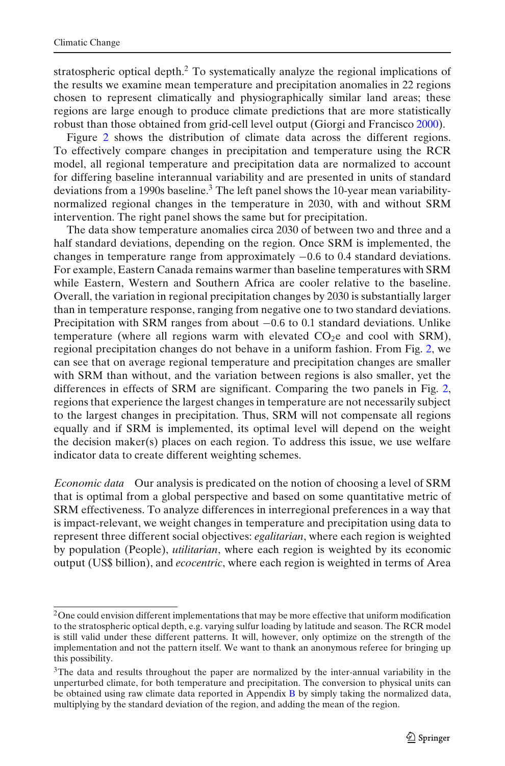stratospheric optical depth.[2] To systematically analyze the regional implications of the results we examine mean temperature and precipitation anomalies in 22 regions chosen to represent climatically and physiographically similar land areas; these regions are large enough to produce climate predictions that are more statistically robust than those obtained from grid-cell level output (Giorgi and Francisco 2000).

Figure 2 shows the distribution of climate data across the different regions. To effectively compare changes in precipitation and temperature using the RCR model, all regional temperature and precipitation data are normalized to account for differing baseline interannual variability and are presented in units of standard deviations from a 1990s baseline.[3] The left panel shows the 10-year mean variability-normalized regional changes in the temperature in 2030, with and without SRM intervention. The right panel shows the same but for precipitation.

The data show temperature anomalies circa 2030 of between two and three and a half standard deviations, depending on the region. Once SRM is implemented, the changes in temperature range from approximately −0.6 to 0.4 standard deviations. For example, Eastern Canada remains warmer than baseline temperatures with SRM while Eastern, Western and Southern Africa are cooler relative to the baseline. Overall, the variation in regional precipitation changes by 2030 is substantially larger than in temperature response, ranging from negative one to two standard deviations. Precipitation with SRM ranges from about −0.6 to 0.1 standard deviations. Unlike temperature (where all regions warm with elevated $CO_2e$ and cool with SRM), regional precipitation changes do not behave in a uniform fashion. From Fig. 2, we can see that on average regional temperature and precipitation changes are smaller with SRM than without, and the variation between regions is also smaller, yet the differences in effects of SRM are significant. Comparing the two panels in Fig. 2, regions that experience the largest changes in temperature are not necessarily subject to the largest changes in precipitation. Thus, SRM will not compensate all regions equally and if SRM is implemented, its optimal level will depend on the weight the decision maker(s) places on each region. To address this issue, we use welfare indicator data to create different weighting schemes.

*Economic data* Our analysis is predicated on the notion of choosing a level of SRM that is optimal from a global perspective and based on some quantitative metric of SRM effectiveness. To analyze differences in interregional preferences in a way that is impact-relevant, we weight changes in temperature and precipitation using data to represent three different social objectives: *egalitarian*, where each region is weighted by population (People), *utilitarian*, where each region is weighted by its economic output (US$ billion), and *ecocentric*, where each region is weighted in terms of Area

[2]One could envision different implementations that may be more effective that uniform modification to the stratospheric optical depth, e.g. varying sulfur loading by latitude and season. The RCR model is still valid under these different patterns. It will, however, only optimize on the strength of the implementation and not the pattern itself. We want to thank an anonymous referee for bringing up this possibility.

[3]The data and results throughout the paper are normalized by the inter-annual variability in the unperturbed climate, for both temperature and precipitation. The conversion to physical units can be obtained using raw climate data reported in Appendix B by simply taking the normalized data, multiplying by the standard deviation of the region, and adding the mean of the region.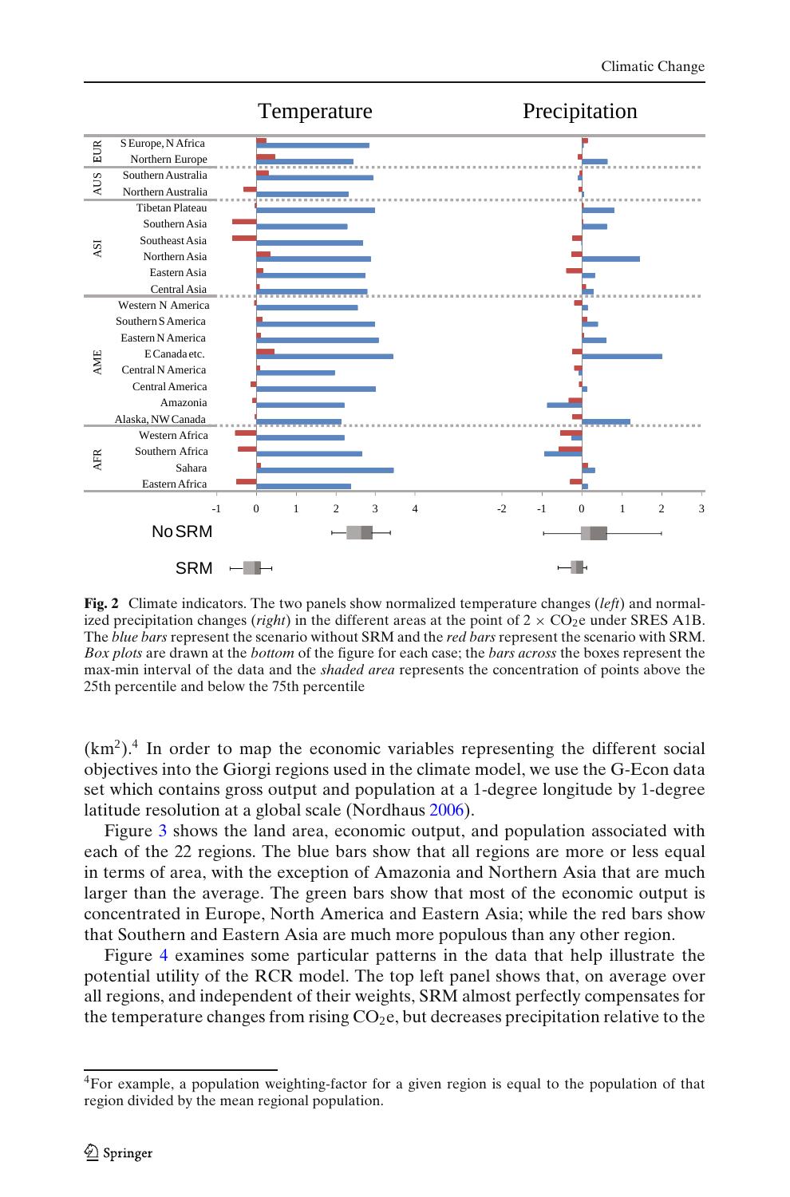**Fig. 2** Climate indicators. The two panels show normalized temperature changes (*left*) and normalized precipitation changes (*right*) in the different areas at the point of 2 × $CO_2$e under SRES A1B. The *blue bars* represent the scenario without SRM and the *red bars* represent the scenario with SRM. *Box plots* are drawn at the *bottom* of the figure for each case; the *bars across* the boxes represent the max-min interval of the data and the *shaded area* represents the concentration of points above the 25th percentile and below the 75th percentile

($km^2$).[4] In order to map the economic variables representing the different social objectives into the Giorgi regions used in the climate model, we use the G-Econ data set which contains gross output and population at a 1-degree longitude by 1-degree latitude resolution at a global scale (Nordhaus 2006).

Figure 3 shows the land area, economic output, and population associated with each of the 22 regions. The blue bars show that all regions are more or less equal in terms of area, with the exception of Amazonia and Northern Asia that are much larger than the average. The green bars show that most of the economic output is concentrated in Europe, North America and Eastern Asia; while the red bars show that Southern and Eastern Asia are much more populous than any other region.

Figure 4 examines some particular patterns in the data that help illustrate the potential utility of the RCR model. The top left panel shows that, on average over all regions, and independent of their weights, SRM almost perfectly compensates for the temperature changes from rising $CO_2$e, but decreases precipitation relative to the

[4]For example, a population weighting-factor for a given region is equal to the population of that region divided by the mean regional population.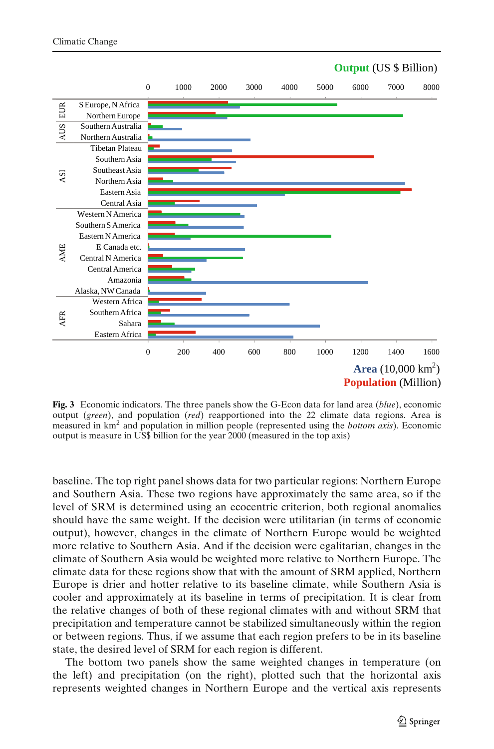**Fig. 3** Economic indicators. The three panels show the G-Econ data for land area (*blue*), economic output (*green*), and population (*red*) reapportioned into the 22 climate data regions. Area is measured in km$^2$ and population in million people (represented using the *bottom axis*). Economic output is measure in US$ billion for the year 2000 (measured in the top axis)

baseline. The top right panel shows data for two particular regions: Northern Europe and Southern Asia. These two regions have approximately the same area, so if the level of SRM is determined using an ecocentric criterion, both regional anomalies should have the same weight. If the decision were utilitarian (in terms of economic output), however, changes in the climate of Northern Europe would be weighted more relative to Southern Asia. And if the decision were egalitarian, changes in the climate of Southern Asia would be weighted more relative to Northern Europe. The climate data for these regions show that with the amount of SRM applied, Northern Europe is drier and hotter relative to its baseline climate, while Southern Asia is cooler and approximately at its baseline in terms of precipitation. It is clear from the relative changes of both of these regional climates with and without SRM that precipitation and temperature cannot be stabilized simultaneously within the region or between regions. Thus, if we assume that each region prefers to be in its baseline state, the desired level of SRM for each region is different.

The bottom two panels show the same weighted changes in temperature (on the left) and precipitation (on the right), plotted such that the horizontal axis represents weighted changes in Northern Europe and the vertical axis represents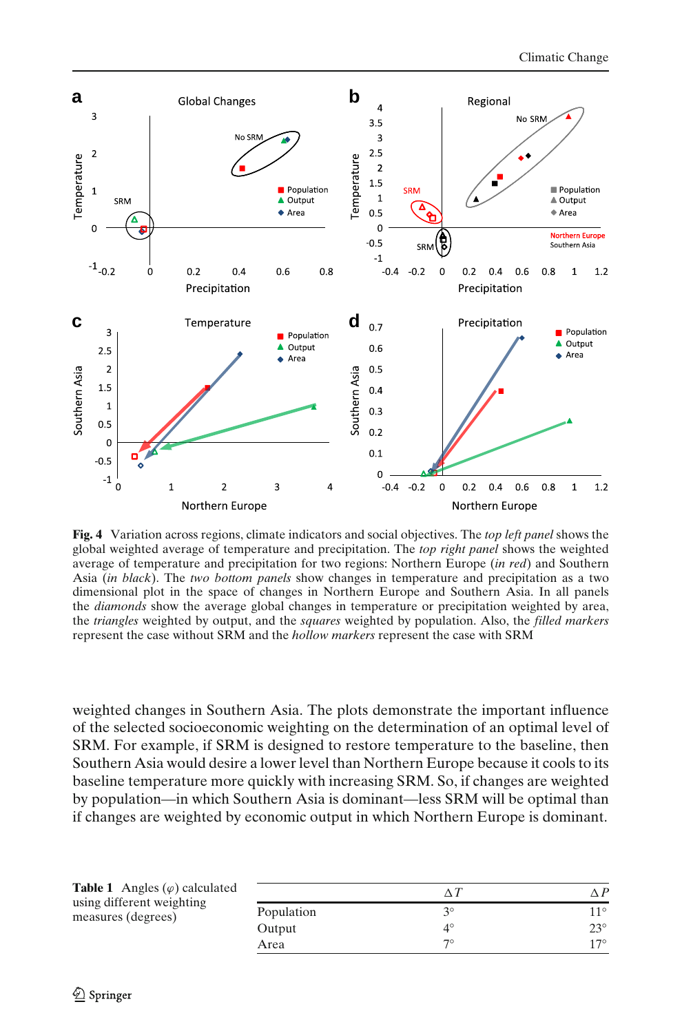**Fig. 4** Variation across regions, climate indicators and social objectives. The *top left panel* shows the global weighted average of temperature and precipitation. The *top right panel* shows the weighted average of temperature and precipitation for two regions: Northern Europe (*in red*) and Southern Asia (*in black*). The *two bottom panels* show changes in temperature and precipitation as a two dimensional plot in the space of changes in Northern Europe and Southern Asia. In all panels the *diamonds* show the average global changes in temperature or precipitation weighted by area, the *triangles* weighted by output, and the *squares* weighted by population. Also, the *filled markers* represent the case without SRM and the *hollow markers* represent the case with SRM

weighted changes in Southern Asia. The plots demonstrate the important influence of the selected socioeconomic weighting on the determination of an optimal level of SRM. For example, if SRM is designed to restore temperature to the baseline, then Southern Asia would desire a lower level than Northern Europe because it cools to its baseline temperature more quickly with increasing SRM. So, if changes are weighted by population—in which Southern Asia is dominant—less SRM will be optimal than if changes are weighted by economic output in which Northern Europe is dominant.

**Table 1** Angles ($\varphi$) calculated using different weighting measures (degrees)

| | $\Delta T$ | $\Delta P$ |
|---|---|---|
| Population | 3° | 11° |
| Output | 4° | 23° |
| Area | 7° | 17° |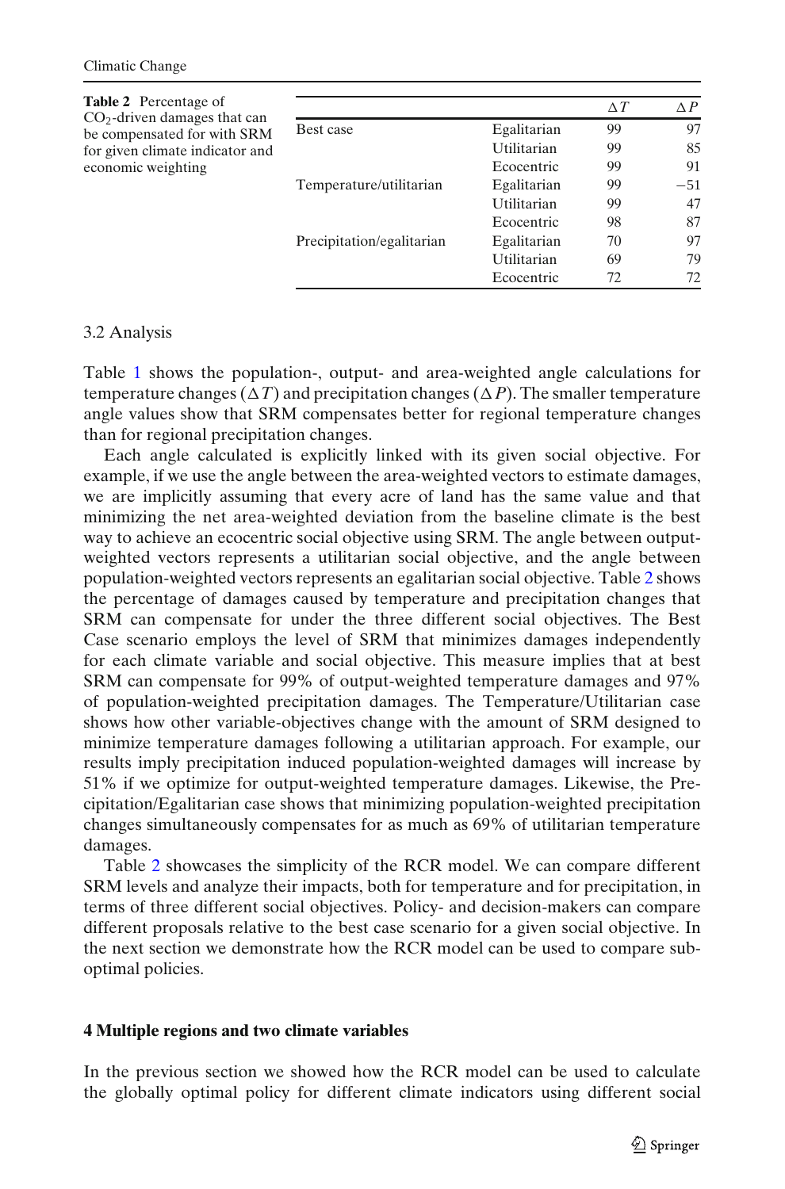**Table 2** Percentage of $CO_2$-driven damages that can be compensated for with SRM for given climate indicator and economic weighting

| | | $\Delta T$ | $\Delta P$ |
|---|---|---|---|
| Best case | Egalitarian | 99 | 97 |
| | Utilitarian | 99 | 85 |
| | Ecocentric | 99 | 91 |
| Temperature/utilitarian | Egalitarian | 99 | −51 |
| | Utilitarian | 99 | 47 |
| | Ecocentric | 98 | 87 |
| Precipitation/egalitarian | Egalitarian | 70 | 97 |
| | Utilitarian | 69 | 79 |
| | Ecocentric | 72 | 72 |

### 3.2 Analysis

Table 1 shows the population-, output- and area-weighted angle calculations for temperature changes ($\Delta T$) and precipitation changes ($\Delta P$). The smaller temperature angle values show that SRM compensates better for regional temperature changes than for regional precipitation changes.

Each angle calculated is explicitly linked with its given social objective. For example, if we use the angle between the area-weighted vectors to estimate damages, we are implicitly assuming that every acre of land has the same value and that minimizing the net area-weighted deviation from the baseline climate is the best way to achieve an ecocentric social objective using SRM. The angle between output-weighted vectors represents a utilitarian social objective, and the angle between population-weighted vectors represents an egalitarian social objective. Table 2 shows the percentage of damages caused by temperature and precipitation changes that SRM can compensate for under the three different social objectives. The Best Case scenario employs the level of SRM that minimizes damages independently for each climate variable and social objective. This measure implies that at best SRM can compensate for 99% of output-weighted temperature damages and 97% of population-weighted precipitation damages. The Temperature/Utilitarian case shows how other variable-objectives change with the amount of SRM designed to minimize temperature damages following a utilitarian approach. For example, our results imply precipitation induced population-weighted damages will increase by 51% if we optimize for output-weighted temperature damages. Likewise, the Precipitation/Egalitarian case shows that minimizing population-weighted precipitation changes simultaneously compensates for as much as 69% of utilitarian temperature damages.

Table 2 showcases the simplicity of the RCR model. We can compare different SRM levels and analyze their impacts, both for temperature and for precipitation, in terms of three different social objectives. Policy- and decision-makers can compare different proposals relative to the best case scenario for a given social objective. In the next section we demonstrate how the RCR model can be used to compare sub-optimal policies.

## 4 Multiple regions and two climate variables

In the previous section we showed how the RCR model can be used to calculate the globally optimal policy for different climate indicators using different social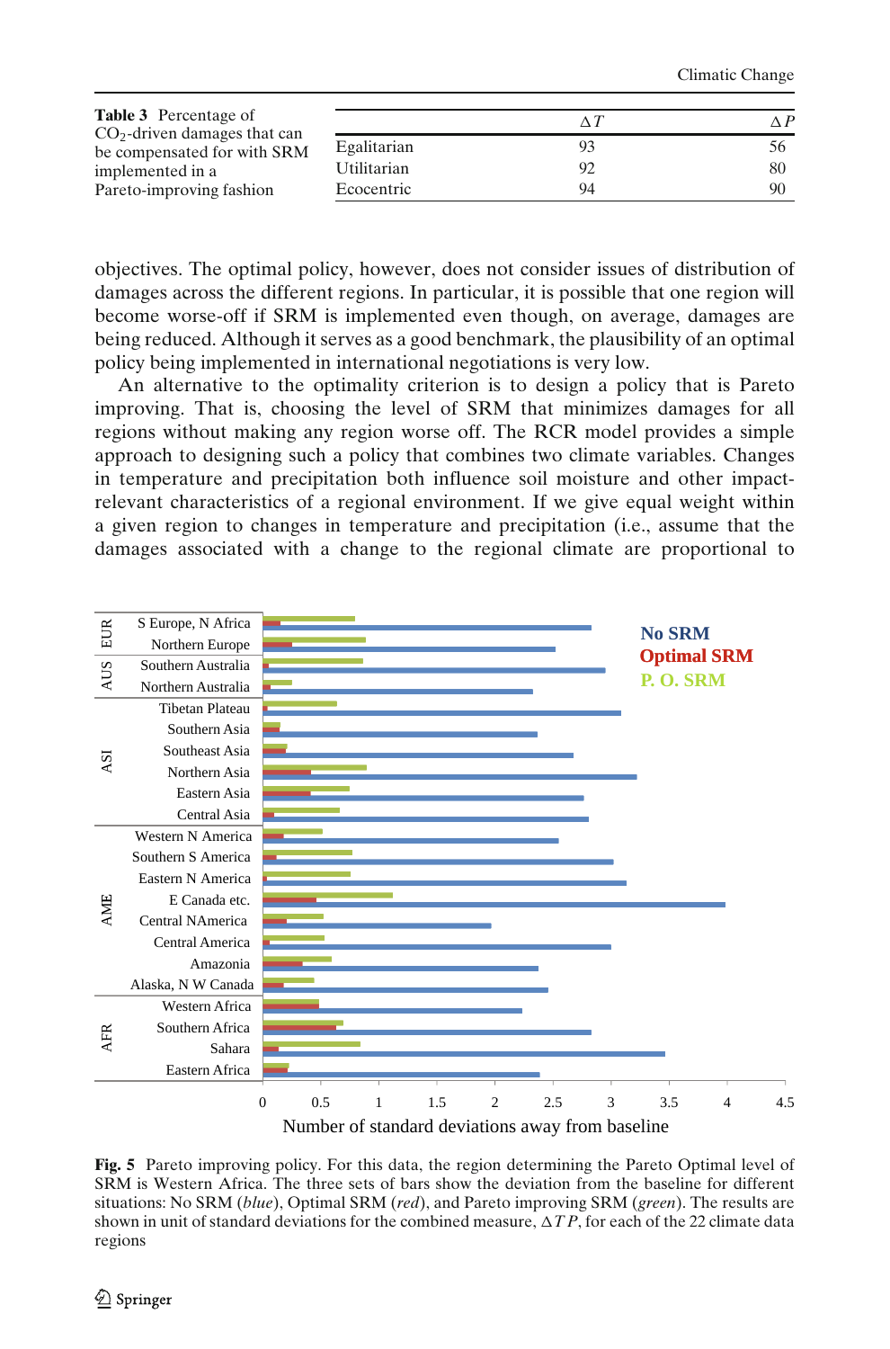**Table 3** Percentage of $CO_2$-driven damages that can be compensated for with SRM implemented in a Pareto-improving fashion

| | $\Delta T$ | $\Delta P$ |
|---|---|---|
| Egalitarian | 93 | 56 |
| Utilitarian | 92 | 80 |
| Ecocentric | 94 | 90 |

objectives. The optimal policy, however, does not consider issues of distribution of damages across the different regions. In particular, it is possible that one region will become worse-off if SRM is implemented even though, on average, damages are being reduced. Although it serves as a good benchmark, the plausibility of an optimal policy being implemented in international negotiations is very low.

An alternative to the optimality criterion is to design a policy that is Pareto improving. That is, choosing the level of SRM that minimizes damages for all regions without making any region worse off. The RCR model provides a simple approach to designing such a policy that combines two climate variables. Changes in temperature and precipitation both influence soil moisture and other impact-relevant characteristics of a regional environment. If we give equal weight within a given region to changes in temperature and precipitation (i.e., assume that the damages associated with a change to the regional climate are proportional to

**Fig. 5** Pareto improving policy. For this data, the region determining the Pareto Optimal level of SRM is Western Africa. The three sets of bars show the deviation from the baseline for different situations: No SRM (*blue*), Optimal SRM (*red*), and Pareto improving SRM (*green*). The results are shown in unit of standard deviations for the combined measure, $\Delta TP$, for each of the 22 climate data regions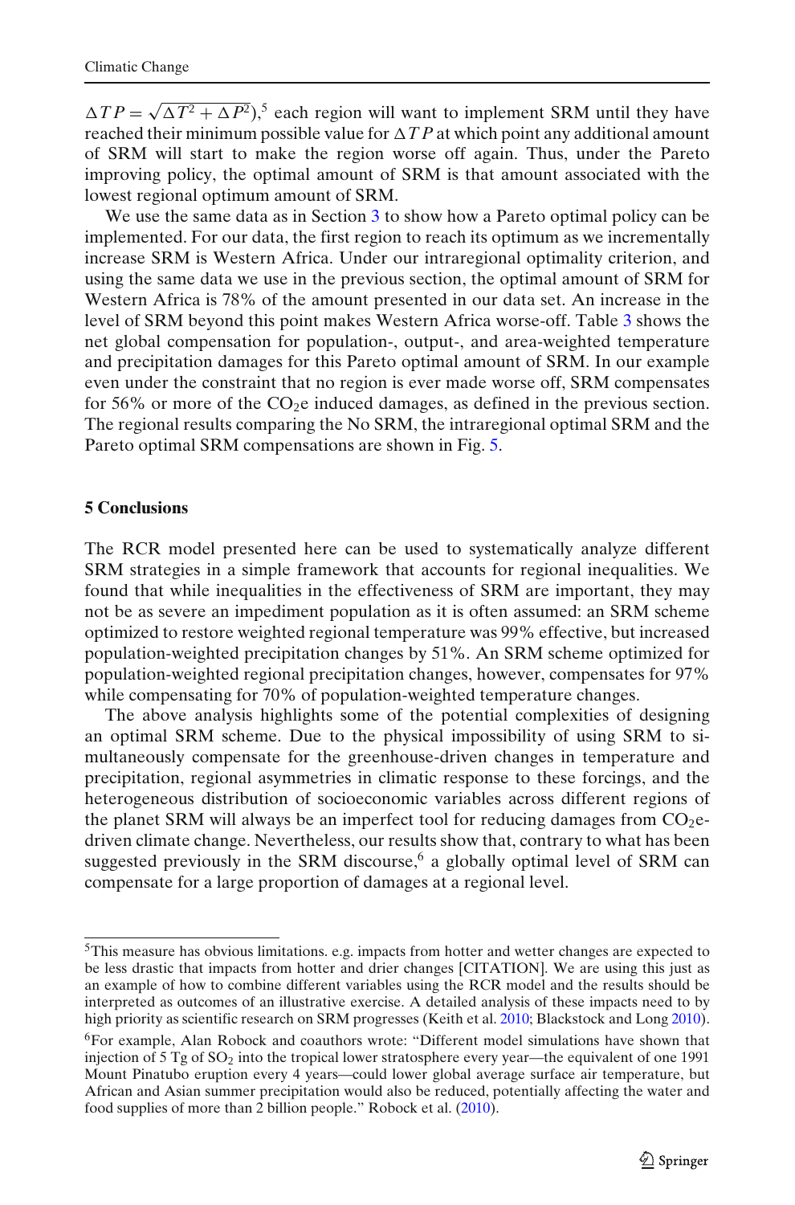$\Delta TP = \sqrt{\Delta T^2 + \Delta P^2}$),[5] each region will want to implement SRM until they have reached their minimum possible value for $\Delta TP$ at which point any additional amount of SRM will start to make the region worse off again. Thus, under the Pareto improving policy, the optimal amount of SRM is that amount associated with the lowest regional optimum amount of SRM.

We use the same data as in Section 3 to show how a Pareto optimal policy can be implemented. For our data, the first region to reach its optimum as we incrementally increase SRM is Western Africa. Under our intraregional optimality criterion, and using the same data we use in the previous section, the optimal amount of SRM for Western Africa is 78% of the amount presented in our data set. An increase in the level of SRM beyond this point makes Western Africa worse-off. Table 3 shows the net global compensation for population-, output-, and area-weighted temperature and precipitation damages for this Pareto optimal amount of SRM. In our example even under the constraint that no region is ever made worse off, SRM compensates for 56% or more of the $CO_2$e induced damages, as defined in the previous section. The regional results comparing the No SRM, the intraregional optimal SRM and the Pareto optimal SRM compensations are shown in Fig. 5.

## 5 Conclusions

The RCR model presented here can be used to systematically analyze different SRM strategies in a simple framework that accounts for regional inequalities. We found that while inequalities in the effectiveness of SRM are important, they may not be as severe an impediment population as it is often assumed: an SRM scheme optimized to restore weighted regional temperature was 99% effective, but increased population-weighted precipitation changes by 51%. An SRM scheme optimized for population-weighted regional precipitation changes, however, compensates for 97% while compensating for 70% of population-weighted temperature changes.

The above analysis highlights some of the potential complexities of designing an optimal SRM scheme. Due to the physical impossibility of using SRM to simultaneously compensate for the greenhouse-driven changes in temperature and precipitation, regional asymmetries in climatic response to these forcings, and the heterogeneous distribution of socioeconomic variables across different regions of the planet SRM will always be an imperfect tool for reducing damages from $CO_2$e-driven climate change. Nevertheless, our results show that, contrary to what has been suggested previously in the SRM discourse,[6] a globally optimal level of SRM can compensate for a large proportion of damages at a regional level.

---

[5] This measure has obvious limitations. e.g. impacts from hotter and wetter changes are expected to be less drastic that impacts from hotter and drier changes [CITATION]. We are using this just as an example of how to combine different variables using the RCR model and the results should be interpreted as outcomes of an illustrative exercise. A detailed analysis of these impacts need to by high priority as scientific research on SRM progresses (Keith et al. 2010; Blackstock and Long 2010).

[6] For example, Alan Robock and coauthors wrote: "Different model simulations have shown that injection of 5 Tg of $SO_2$ into the tropical lower stratosphere every year—the equivalent of one 1991 Mount Pinatubo eruption every 4 years—could lower global average surface air temperature, but African and Asian summer precipitation would also be reduced, potentially affecting the water and food supplies of more than 2 billion people." Robock et al. (2010).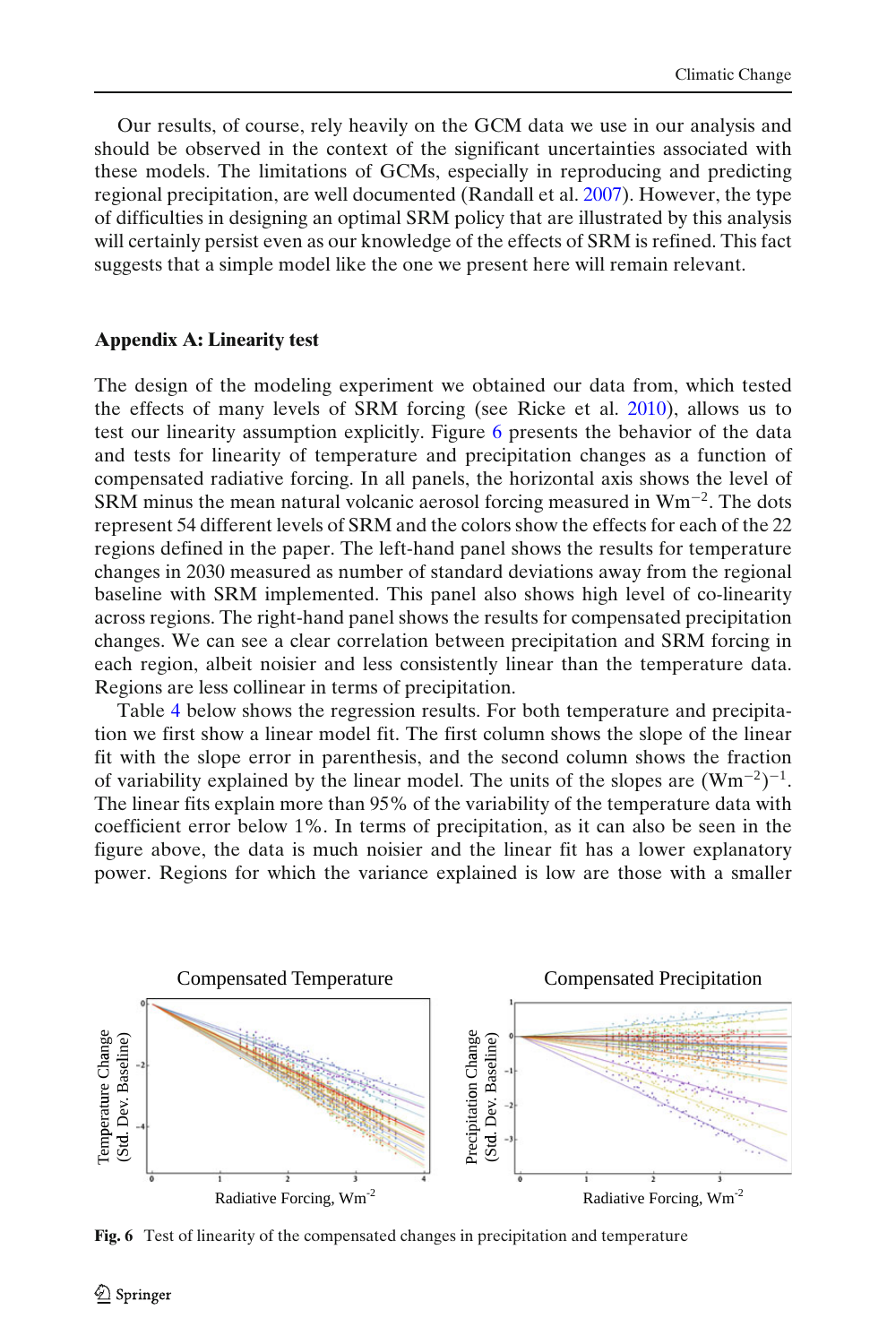Our results, of course, rely heavily on the GCM data we use in our analysis and should be observed in the context of the significant uncertainties associated with these models. The limitations of GCMs, especially in reproducing and predicting regional precipitation, are well documented (Randall et al. 2007). However, the type of difficulties in designing an optimal SRM policy that are illustrated by this analysis will certainly persist even as our knowledge of the effects of SRM is refined. This fact suggests that a simple model like the one we present here will remain relevant.

## Appendix A: Linearity test

The design of the modeling experiment we obtained our data from, which tested the effects of many levels of SRM forcing (see Ricke et al. 2010), allows us to test our linearity assumption explicitly. Figure 6 presents the behavior of the data and tests for linearity of temperature and precipitation changes as a function of compensated radiative forcing. In all panels, the horizontal axis shows the level of SRM minus the mean natural volcanic aerosol forcing measured in $\mathrm{Wm}^{-2}$. The dots represent 54 different levels of SRM and the colors show the effects for each of the 22 regions defined in the paper. The left-hand panel shows the results for temperature changes in 2030 measured as number of standard deviations away from the regional baseline with SRM implemented. This panel also shows high level of co-linearity across regions. The right-hand panel shows the results for compensated precipitation changes. We can see a clear correlation between precipitation and SRM forcing in each region, albeit noisier and less consistently linear than the temperature data. Regions are less collinear in terms of precipitation.

Table 4 below shows the regression results. For both temperature and precipitation we first show a linear model fit. The first column shows the slope of the linear fit with the slope error in parenthesis, and the second column shows the fraction of variability explained by the linear model. The units of the slopes are $(\mathrm{Wm}^{-2})^{-1}$. The linear fits explain more than 95% of the variability of the temperature data with coefficient error below 1%. In terms of precipitation, as it can also be seen in the figure above, the data is much noisier and the linear fit has a lower explanatory power. Regions for which the variance explained is low are those with a smaller

**Fig. 6** Test of linearity of the compensated changes in precipitation and temperature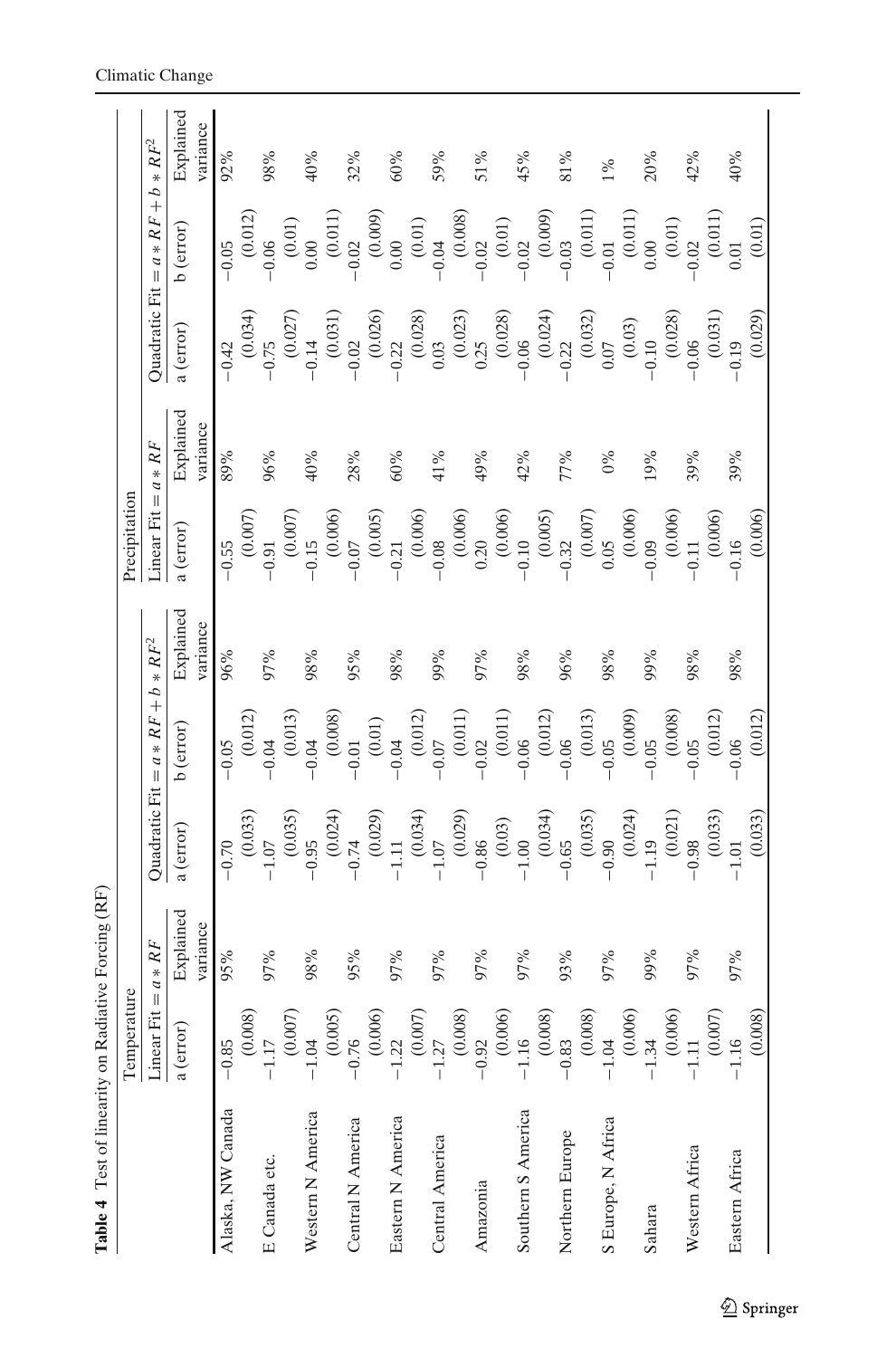**Table 4** Test of linearity on Radiative Forcing (RF)

| | Temperature | | | | | Precipitation | | | | |
|---|---|---|---|---|---|---|---|---|---|---|
| | Linear Fit $= a * RF$ | | Quadratic Fit $= a * RF + b * RF^2$ | | | Linear Fit $= a * RF$ | | Quadratic Fit $= a * RF + b * RF^2$ | | |
| | a (error) | Explained variance | a (error) | b (error) | Explained variance | a (error) | Explained variance | a (error) | b (error) | Explained variance |
| Alaska, NW Canada | −0.85 (0.008) | 95% | −0.70 (0.033) | −0.05 (0.012) | 96% | −0.55 (0.007) | 89% | −0.42 (0.034) | −0.05 (0.012) | 92% |
| E Canada etc. | −1.17 (0.007) | 97% | −1.07 (0.035) | −0.04 (0.013) | 97% | −0.91 (0.007) | 96% | −0.75 (0.027) | −0.06 (0.01) | 98% |
| Western N America | −1.04 (0.005) | 98% | −0.95 (0.024) | −0.04 (0.008) | 98% | −0.15 (0.006) | 40% | −0.14 (0.031) | 0.00 (0.011) | 40% |
| Central N America | −0.76 (0.006) | 95% | −0.74 (0.029) | −0.01 (0.01) | 95% | −0.07 (0.005) | 28% | −0.02 (0.026) | −0.02 (0.009) | 32% |
| Eastern N America | −1.22 (0.007) | 97% | −1.11 (0.034) | −0.04 (0.012) | 98% | −0.21 (0.006) | 60% | −0.22 (0.028) | 0.00 (0.01) | 60% |
| Central America | −1.27 (0.008) | 97% | −1.07 (0.029) | −0.07 (0.011) | 99% | −0.08 (0.006) | 41% | 0.03 (0.023) | −0.04 (0.008) | 59% |
| Amazonia | −0.92 (0.006) | 97% | −0.86 (0.03) | −0.02 (0.011) | 97% | 0.20 (0.006) | 49% | 0.25 (0.028) | −0.02 (0.01) | 51% |
| Southern S America | −1.16 (0.008) | 97% | −1.00 (0.034) | −0.06 (0.012) | 98% | −0.10 (0.005) | 42% | −0.06 (0.024) | −0.02 (0.009) | 45% |
| Northern Europe | −0.83 (0.008) | 93% | −0.65 (0.035) | −0.06 (0.013) | 96% | −0.32 (0.007) | 77% | −0.22 (0.032) | −0.03 (0.011) | 81% |
| S Europe, N Africa | −1.04 (0.006) | 97% | −0.90 (0.024) | −0.05 (0.009) | 98% | 0.05 (0.006) | 0% | 0.07 (0.03) | −0.01 (0.011) | 1% |
| Sahara | −1.34 (0.006) | 99% | −1.19 (0.021) | −0.05 (0.008) | 99% | −0.09 (0.006) | 19% | −0.10 (0.028) | 0.00 (0.01) | 20% |
| Western Africa | −1.11 (0.007) | 97% | −0.98 (0.033) | −0.05 (0.012) | 98% | −0.11 (0.006) | 39% | −0.06 (0.031) | −0.02 (0.011) | 42% |
| Eastern Africa | −1.16 (0.008) | 97% | −1.01 (0.033) | −0.06 (0.012) | 98% | −0.16 (0.006) | 39% | −0.19 (0.029) | 0.01 (0.01) | 40% |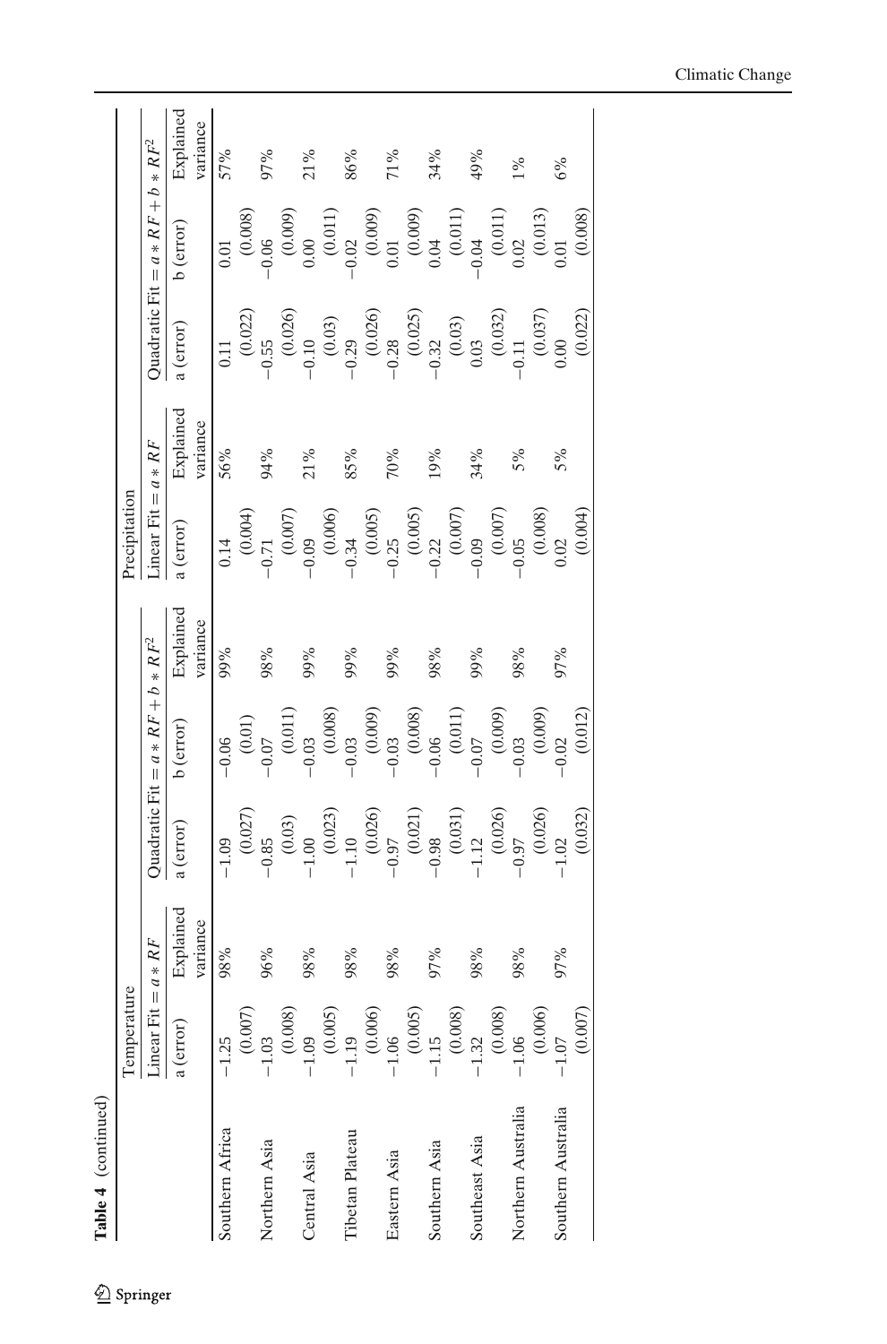**Table 4** (continued)

| | Temperature | | | | | Precipitation | | | | |
|---|---|---|---|---|---|---|---|---|---|---|
| | Linear Fit $= a * RF$ | | Quadratic Fit $= a * RF + b * RF^2$ | | | Linear Fit $= a * RF$ | | Quadratic Fit $= a * RF + b * RF^2$ | | |
| | a (error) | Explained variance | a (error) | b (error) | Explained variance | a (error) | Explained variance | a (error) | b (error) | Explained variance |
| Southern Africa | −1.25 (0.007) | 98% | −1.09 (0.027) | −0.06 (0.01) | 99% | 0.14 (0.004) | 56% | 0.11 (0.022) | 0.01 (0.008) | 57% |
| Northern Asia | −1.03 (0.008) | 96% | −0.85 (0.03) | −0.07 (0.011) | 98% | −0.71 (0.007) | 94% | −0.55 (0.026) | −0.06 (0.009) | 97% |
| Central Asia | −1.09 (0.005) | 98% | −1.00 (0.023) | −0.03 (0.008) | 99% | −0.09 (0.006) | 21% | −0.10 (0.03) | 0.00 (0.011) | 21% |
| Tibetan Plateau | −1.19 (0.006) | 98% | −1.10 (0.026) | −0.03 (0.009) | 99% | −0.34 (0.005) | 85% | −0.29 (0.026) | −0.02 (0.009) | 86% |
| Eastern Asia | −1.06 (0.005) | 98% | −0.97 (0.021) | −0.03 (0.008) | 99% | −0.25 (0.005) | 70% | −0.28 (0.025) | 0.01 (0.009) | 71% |
| Southern Asia | −1.15 (0.008) | 97% | −0.98 (0.031) | −0.06 (0.011) | 98% | −0.22 (0.007) | 19% | −0.32 (0.03) | 0.04 (0.011) | 34% |
| Southeast Asia | −1.32 (0.008) | 98% | −1.12 (0.026) | −0.07 (0.009) | 99% | −0.09 (0.007) | 34% | 0.03 (0.032) | −0.04 (0.011) | 49% |
| Northern Australia | −1.06 (0.006) | 98% | −0.97 (0.026) | −0.03 (0.009) | 98% | −0.05 (0.008) | 5% | −0.11 (0.037) | 0.02 (0.013) | 1% |
| Southern Australia | −1.07 (0.007) | 97% | −1.02 (0.032) | −0.02 (0.012) | 97% | 0.02 (0.004) | 5% | 0.00 (0.022) | 0.01 (0.008) | 6% |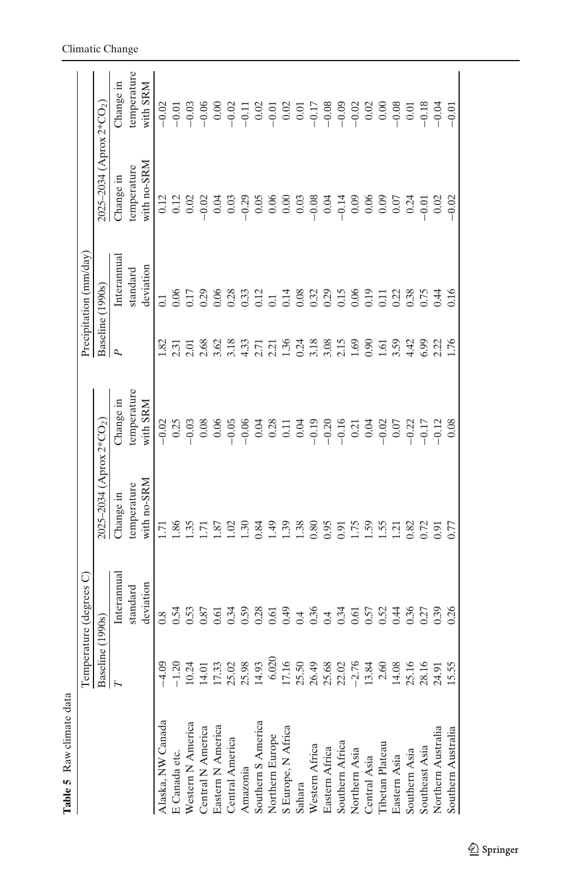**Table 5** Raw climate data

| | Temperature (degrees C) | | | | Precipitation (mm/day) | | | |
|---|---|---|---|---|---|---|---|---|
| | Baseline (1990s) | | 2025–2034 (Aprox 2*$CO_2$) | | Baseline (1990s) | | 2025–2034 (Aprox 2*$CO_2$) | |
| | $T$ | Interannual standard deviation | Change in temperature with no-SRM | Change in temperature with SRM | $P$ | Interannual standard deviation | Change in temperature with no-SRM | Change in temperature with SRM |
| Alaska, NW Canada | −4.09 | 0.8 | 1.71 | −0.02 | 1.82 | 0.1 | 0.12 | −0.02 |
| E Canada etc. | −1.20 | 0.54 | 1.86 | 0.25 | 2.31 | 0.06 | 0.12 | −0.01 |
| Western N America | 10.24 | 0.53 | 1.35 | −0.03 | 2.01 | 0.17 | 0.02 | −0.03 |
| Central N America | 14.01 | 0.87 | 1.71 | 0.08 | 2.68 | 0.29 | −0.02 | −0.06 |
| Eastern N America | 17.33 | 0.61 | 1.87 | 0.06 | 3.62 | 0.06 | 0.04 | 0.00 |
| Central America | 25.02 | 0.34 | 1.02 | −0.05 | 3.18 | 0.28 | 0.03 | −0.02 |
| Amazonia | 25.98 | 0.59 | 1.30 | −0.06 | 4.33 | 0.33 | −0.29 | −0.11 |
| Southern S America | 14.93 | 0.28 | 0.84 | 0.04 | 2.71 | 0.12 | 0.05 | 0.02 |
| Northern Europe | 6.020 | 0.61 | 1.49 | 0.28 | 2.21 | 0.1 | 0.06 | −0.01 |
| S Europe, N Africa | 17.16 | 0.49 | 1.39 | 0.11 | 1.36 | 0.14 | 0.00 | 0.02 |
| Sahara | 25.50 | 0.4 | 1.38 | 0.04 | 0.24 | 0.08 | 0.03 | 0.01 |
| Western Africa | 26.49 | 0.36 | 0.80 | −0.19 | 3.18 | 0.32 | −0.08 | −0.17 |
| Eastern Africa | 25.68 | 0.4 | 0.95 | −0.20 | 3.08 | 0.29 | 0.04 | −0.08 |
| Southern Africa | 22.02 | 0.34 | 0.91 | −0.16 | 2.15 | 0.15 | −0.14 | −0.09 |
| Northern Asia | −2.76 | 0.61 | 1.75 | 0.21 | 1.69 | 0.06 | 0.09 | −0.02 |
| Central Asia | 13.84 | 0.57 | 1.59 | 0.04 | 0.90 | 0.19 | 0.06 | 0.02 |
| Tibetan Plateau | 2.60 | 0.52 | 1.55 | −0.02 | 1.61 | 0.11 | 0.09 | 0.00 |
| Eastern Asia | 14.08 | 0.44 | 1.21 | 0.07 | 3.59 | 0.22 | 0.07 | −0.08 |
| Southern Asia | 25.16 | 0.36 | 0.82 | −0.22 | 4.42 | 0.38 | 0.24 | 0.01 |
| Southeast Asia | 28.16 | 0.27 | 0.72 | −0.17 | 6.99 | 0.75 | −0.01 | −0.18 |
| Northern Australia | 24.91 | 0.39 | 0.91 | −0.12 | 2.22 | 0.44 | 0.02 | −0.04 |
| Southern Australia | 15.55 | 0.26 | 0.77 | 0.08 | 1.76 | 0.16 | −0.02 | −0.01 |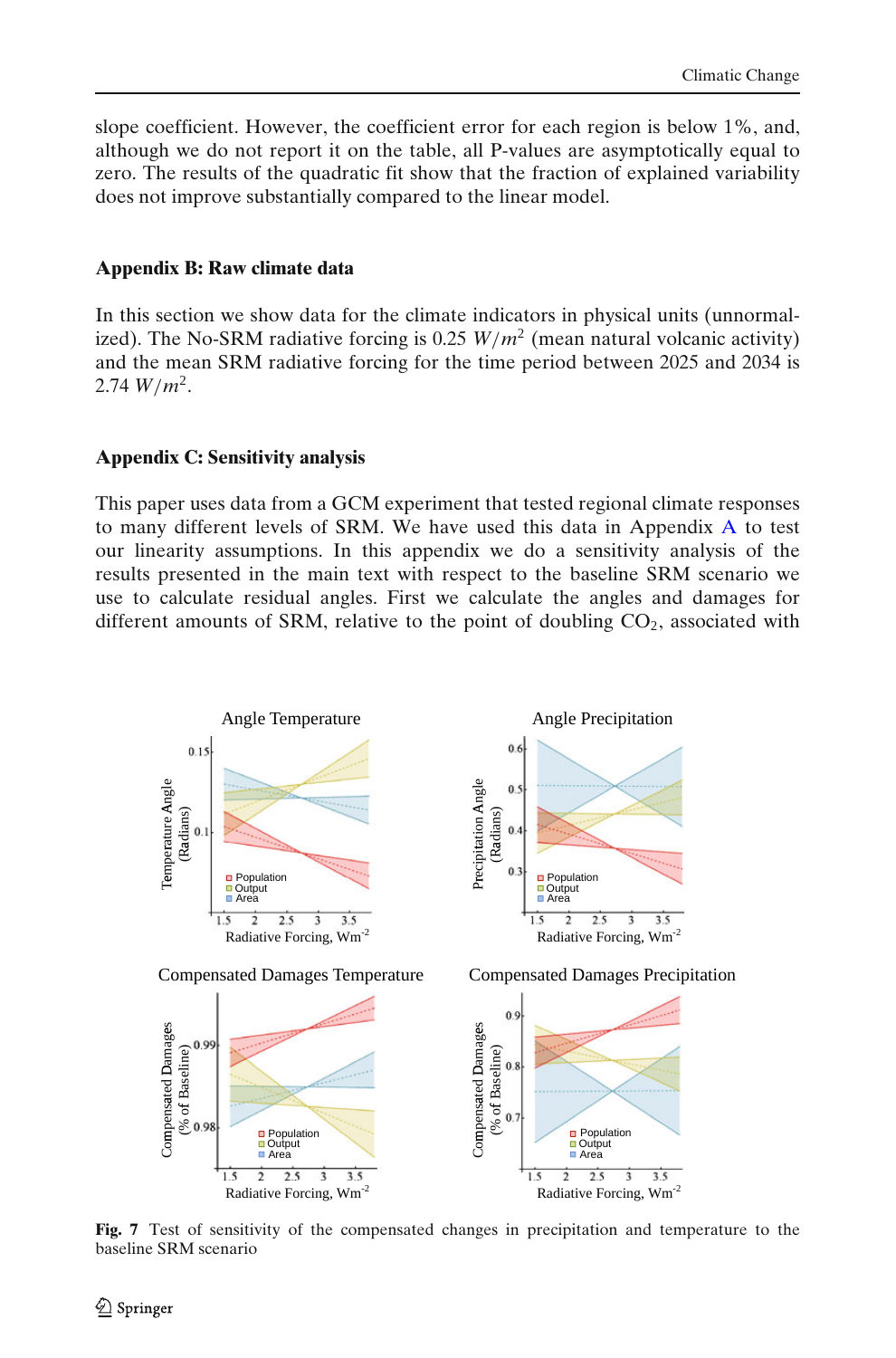slope coefficient. However, the coefficient error for each region is below 1%, and, although we do not report it on the table, all P-values are asymptotically equal to zero. The results of the quadratic fit show that the fraction of explained variability does not improve substantially compared to the linear model.

## Appendix B: Raw climate data

In this section we show data for the climate indicators in physical units (unnormalized). The No-SRM radiative forcing is 0.25 $W/m^2$ (mean natural volcanic activity) and the mean SRM radiative forcing for the time period between 2025 and 2034 is 2.74 $W/m^2$.

## Appendix C: Sensitivity analysis

This paper uses data from a GCM experiment that tested regional climate responses to many different levels of SRM. We have used this data in Appendix A to test our linearity assumptions. In this appendix we do a sensitivity analysis of the results presented in the main text with respect to the baseline SRM scenario we use to calculate residual angles. First we calculate the angles and damages for different amounts of SRM, relative to the point of doubling $CO_2$, associated with

**Fig. 7** Test of sensitivity of the compensated changes in precipitation and temperature to the baseline SRM scenario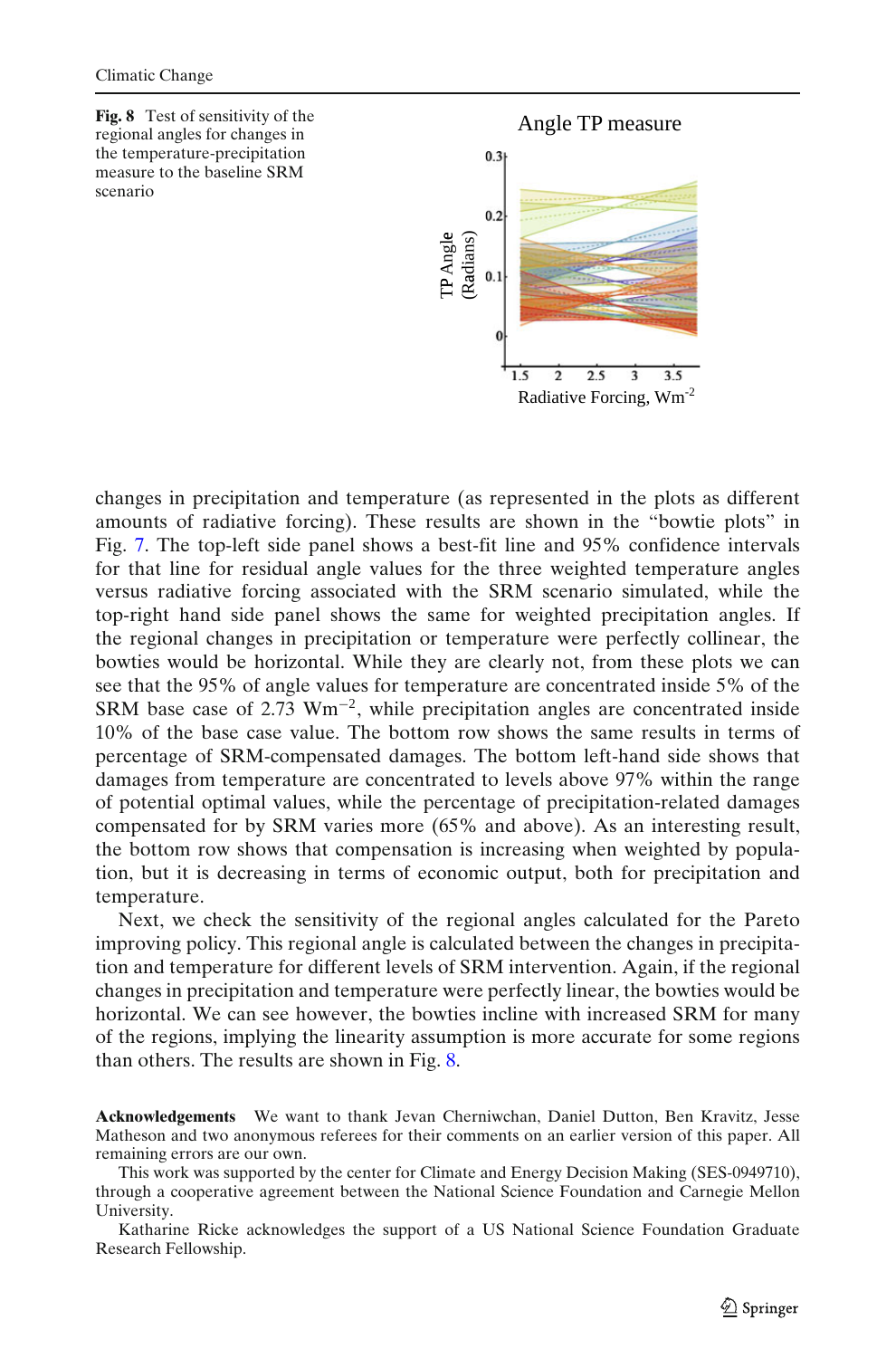**Fig. 8** Test of sensitivity of the regional angles for changes in the temperature-precipitation measure to the baseline SRM scenario

changes in precipitation and temperature (as represented in the plots as different amounts of radiative forcing). These results are shown in the "bowtie plots" in Fig. 7. The top-left side panel shows a best-fit line and 95% confidence intervals for that line for residual angle values for the three weighted temperature angles versus radiative forcing associated with the SRM scenario simulated, while the top-right hand side panel shows the same for weighted precipitation angles. If the regional changes in precipitation or temperature were perfectly collinear, the bowties would be horizontal. While they are clearly not, from these plots we can see that the 95% of angle values for temperature are concentrated inside 5% of the SRM base case of 2.73 $Wm^{-2}$, while precipitation angles are concentrated inside 10% of the base case value. The bottom row shows the same results in terms of percentage of SRM-compensated damages. The bottom left-hand side shows that damages from temperature are concentrated to levels above 97% within the range of potential optimal values, while the percentage of precipitation-related damages compensated for by SRM varies more (65% and above). As an interesting result, the bottom row shows that compensation is increasing when weighted by population, but it is decreasing in terms of economic output, both for precipitation and temperature.

Next, we check the sensitivity of the regional angles calculated for the Pareto improving policy. This regional angle is calculated between the changes in precipitation and temperature for different levels of SRM intervention. Again, if the regional changes in precipitation and temperature were perfectly linear, the bowties would be horizontal. We can see however, the bowties incline with increased SRM for many of the regions, implying the linearity assumption is more accurate for some regions than others. The results are shown in Fig. 8.

**Acknowledgements** We want to thank Jevan Cherniwchan, Daniel Dutton, Ben Kravitz, Jesse Matheson and two anonymous referees for their comments on an earlier version of this paper. All remaining errors are our own.

This work was supported by the center for Climate and Energy Decision Making (SES-0949710), through a cooperative agreement between the National Science Foundation and Carnegie Mellon University.

Katharine Ricke acknowledges the support of a US National Science Foundation Graduate Research Fellowship.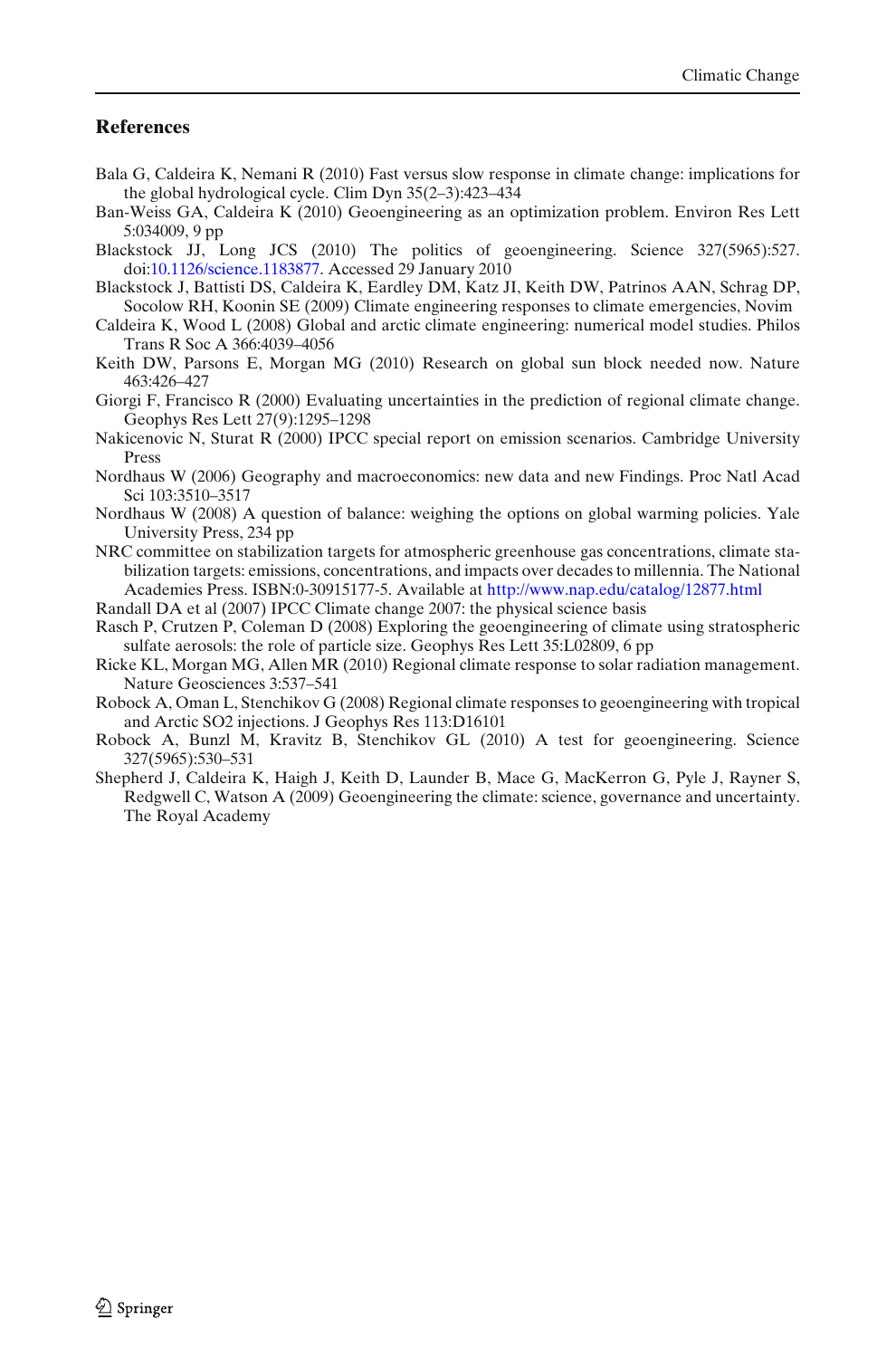## References

Bala G, Caldeira K, Nemani R (2010) Fast versus slow response in climate change: implications for the global hydrological cycle. Clim Dyn 35(2–3):423–434

Ban-Weiss GA, Caldeira K (2010) Geoengineering as an optimization problem. Environ Res Lett 5:034009, 9 pp

Blackstock JJ, Long JCS (2010) The politics of geoengineering. Science 327(5965):527. doi:10.1126/science.1183877. Accessed 29 January 2010

Blackstock J, Battisti DS, Caldeira K, Eardley DM, Katz JI, Keith DW, Patrinos AAN, Schrag DP, Socolow RH, Koonin SE (2009) Climate engineering responses to climate emergencies, Novim

Caldeira K, Wood L (2008) Global and arctic climate engineering: numerical model studies. Philos Trans R Soc A 366:4039–4056

Keith DW, Parsons E, Morgan MG (2010) Research on global sun block needed now. Nature 463:426–427

Giorgi F, Francisco R (2000) Evaluating uncertainties in the prediction of regional climate change. Geophys Res Lett 27(9):1295–1298

Nakicenovic N, Sturat R (2000) IPCC special report on emission scenarios. Cambridge University Press

Nordhaus W (2006) Geography and macroeconomics: new data and new Findings. Proc Natl Acad Sci 103:3510–3517

Nordhaus W (2008) A question of balance: weighing the options on global warming policies. Yale University Press, 234 pp

NRC committee on stabilization targets for atmospheric greenhouse gas concentrations, climate stabilization targets: emissions, concentrations, and impacts over decades to millennia. The National Academies Press. ISBN:0-30915177-5. Available at http://www.nap.edu/catalog/12877.html

Randall DA et al (2007) IPCC Climate change 2007: the physical science basis

Rasch P, Crutzen P, Coleman D (2008) Exploring the geoengineering of climate using stratospheric sulfate aerosols: the role of particle size. Geophys Res Lett 35:L02809, 6 pp

Ricke KL, Morgan MG, Allen MR (2010) Regional climate response to solar radiation management. Nature Geosciences 3:537–541

Robock A, Oman L, Stenchikov G (2008) Regional climate responses to geoengineering with tropical and Arctic SO2 injections. J Geophys Res 113:D16101

Robock A, Bunzl M, Kravitz B, Stenchikov GL (2010) A test for geoengineering. Science 327(5965):530–531

Shepherd J, Caldeira K, Haigh J, Keith D, Launder B, Mace G, MacKerron G, Pyle J, Rayner S, Redgwell C, Watson A (2009) Geoengineering the climate: science, governance and uncertainty. The Royal Academy